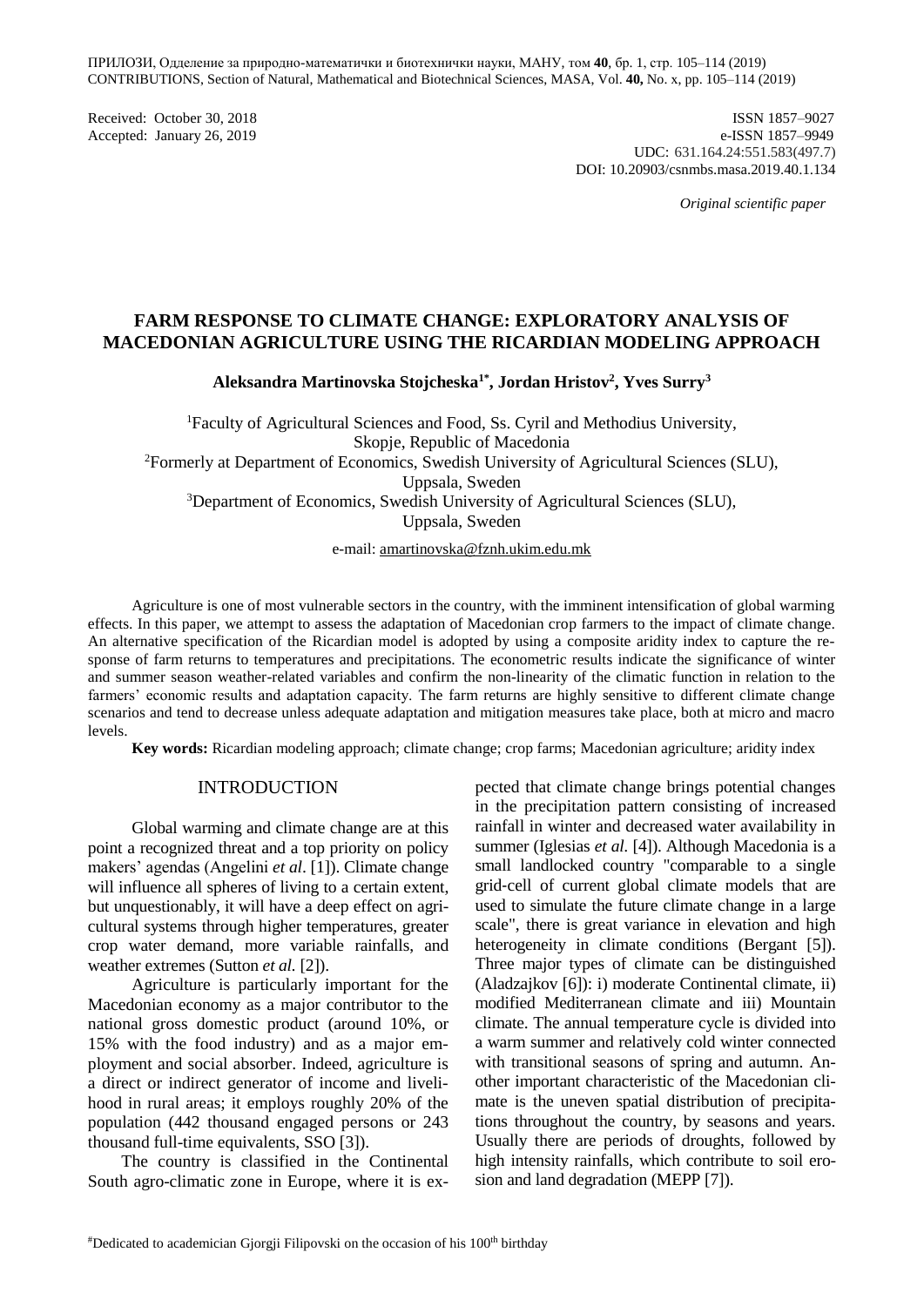ПРИЛОЗИ, Одделение за природно-математички и биотехнички науки, МАНУ, том **40**, бр. 1, стр. 105–114 (2019)
CONTRIBUTIONS, Section of Natural, Mathematical and Biotechnical Sciences, MASA, Vol. **40,** No. x, pp. 105–114 (2019)

Received: October 30, 2018
Accepted: January 26, 2019

ISSN 1857–9027
e-ISSN 1857–9949
UDC: 631.164.24:551.583(497.7)
DOI: 10.20903/csnmbs.masa.2019.40.1.134

*Original scientific paper*

# FARM RESPONSE TO CLIMATE CHANGE: EXPLORATORY ANALYSIS OF MACEDONIAN AGRICULTURE USING THE RICARDIAN MODELING APPROACH

**Aleksandra Martinovska Stojcheska[1*], Jordan Hristov[2], Yves Surry[3]**

[1]Faculty of Agricultural Sciences and Food, Ss. Cyril and Methodius University, Skopje, Republic of Macedonia
[2]Formerly at Department of Economics, Swedish University of Agricultural Sciences (SLU), Uppsala, Sweden
[3]Department of Economics, Swedish University of Agricultural Sciences (SLU), Uppsala, Sweden

e-mail: amartinovska@fznh.ukim.edu.mk

Agriculture is one of most vulnerable sectors in the country, with the imminent intensification of global warming effects. In this paper, we attempt to assess the adaptation of Macedonian crop farmers to the impact of climate change. An alternative specification of the Ricardian model is adopted by using a composite aridity index to capture the response of farm returns to temperatures and precipitations. The econometric results indicate the significance of winter and summer season weather-related variables and confirm the non-linearity of the climatic function in relation to the farmers' economic results and adaptation capacity. The farm returns are highly sensitive to different climate change scenarios and tend to decrease unless adequate adaptation and mitigation measures take place, both at micro and macro levels.

**Key words:** Ricardian modeling approach; climate change; crop farms; Macedonian agriculture; aridity index

## INTRODUCTION

Global warming and climate change are at this point a recognized threat and a top priority on policy makers' agendas (Angelini *et al*. [1]). Climate change will influence all spheres of living to a certain extent, but unquestionably, it will have a deep effect on agricultural systems through higher temperatures, greater crop water demand, more variable rainfalls, and weather extremes (Sutton *et al.* [2]).

Agriculture is particularly important for the Macedonian economy as a major contributor to the national gross domestic product (around 10%, or 15% with the food industry) and as a major employment and social absorber. Indeed, agriculture is a direct or indirect generator of income and livelihood in rural areas; it employs roughly 20% of the population (442 thousand engaged persons or 243 thousand full-time equivalents, SSO [3]).

The country is classified in the Continental South agro-climatic zone in Europe, where it is expected that climate change brings potential changes in the precipitation pattern consisting of increased rainfall in winter and decreased water availability in summer (Iglesias *et al.* [4]). Although Macedonia is a small landlocked country "comparable to a single grid-cell of current global climate models that are used to simulate the future climate change in a large scale", there is great variance in elevation and high heterogeneity in climate conditions (Bergant [5]). Three major types of climate can be distinguished (Aladzajkov [6]): i) moderate Continental climate, ii) modified Mediterranean climate and iii) Mountain climate. The annual temperature cycle is divided into a warm summer and relatively cold winter connected with transitional seasons of spring and autumn. Another important characteristic of the Macedonian climate is the uneven spatial distribution of precipitations throughout the country, by seasons and years. Usually there are periods of droughts, followed by high intensity rainfalls, which contribute to soil erosion and land degradation (MEPP [7]).

[#]Dedicated to academician Gjorgji Filipovski on the occasion of his 100[th] birthday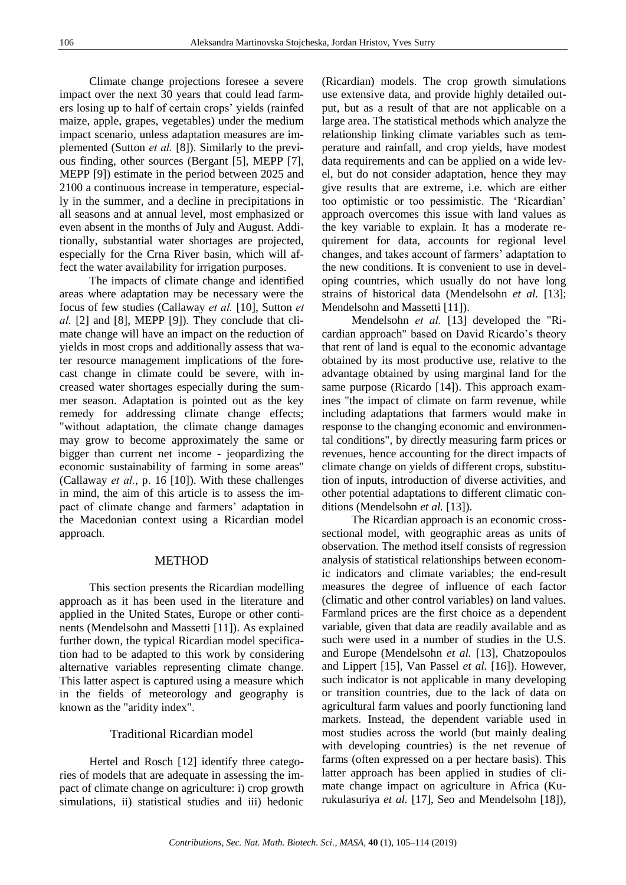Climate change projections foresee a severe impact over the next 30 years that could lead farmers losing up to half of certain crops' yields (rainfed maize, apple, grapes, vegetables) under the medium impact scenario, unless adaptation measures are implemented (Sutton *et al.* [8]). Similarly to the previous finding, other sources (Bergant [5], MEPP [7], MEPP [9]) estimate in the period between 2025 and 2100 a continuous increase in temperature, especially in the summer, and a decline in precipitations in all seasons and at annual level, most emphasized or even absent in the months of July and August. Additionally, substantial water shortages are projected, especially for the Crna River basin, which will affect the water availability for irrigation purposes.

The impacts of climate change and identified areas where adaptation may be necessary were the focus of few studies (Callaway *et al.* [10], Sutton *et al.* [2] and [8], MEPP [9]). They conclude that climate change will have an impact on the reduction of yields in most crops and additionally assess that water resource management implications of the forecast change in climate could be severe, with increased water shortages especially during the summer season. Adaptation is pointed out as the key remedy for addressing climate change effects; "without adaptation, the climate change damages may grow to become approximately the same or bigger than current net income - jeopardizing the economic sustainability of farming in some areas" (Callaway *et al.*, p. 16 [10]). With these challenges in mind, the aim of this article is to assess the impact of climate change and farmers' adaptation in the Macedonian context using a Ricardian model approach.

## METHOD

This section presents the Ricardian modelling approach as it has been used in the literature and applied in the United States, Europe or other continents (Mendelsohn and Massetti [11]). As explained further down, the typical Ricardian model specification had to be adapted to this work by considering alternative variables representing climate change. This latter aspect is captured using a measure which in the fields of meteorology and geography is known as the "aridity index".

### Traditional Ricardian model

Hertel and Rosch [12] identify three categories of models that are adequate in assessing the impact of climate change on agriculture: i) crop growth simulations, ii) statistical studies and iii) hedonic (Ricardian) models. The crop growth simulations use extensive data, and provide highly detailed output, but as a result of that are not applicable on a large area. The statistical methods which analyze the relationship linking climate variables such as temperature and rainfall, and crop yields, have modest data requirements and can be applied on a wide level, but do not consider adaptation, hence they may give results that are extreme, i.e. which are either too optimistic or too pessimistic. The 'Ricardian' approach overcomes this issue with land values as the key variable to explain. It has a moderate requirement for data, accounts for regional level changes, and takes account of farmers' adaptation to the new conditions. It is convenient to use in developing countries, which usually do not have long strains of historical data (Mendelsohn *et al.* [13]; Mendelsohn and Massetti [11]).

Mendelsohn *et al.* [13] developed the "Ricardian approach" based on David Ricardo's theory that rent of land is equal to the economic advantage obtained by its most productive use, relative to the advantage obtained by using marginal land for the same purpose (Ricardo [14]). This approach examines "the impact of climate on farm revenue, while including adaptations that farmers would make in response to the changing economic and environmental conditions", by directly measuring farm prices or revenues, hence accounting for the direct impacts of climate change on yields of different crops, substitution of inputs, introduction of diverse activities, and other potential adaptations to different climatic conditions (Mendelsohn *et al.* [13]).

The Ricardian approach is an economic cross-sectional model, with geographic areas as units of observation. The method itself consists of regression analysis of statistical relationships between economic indicators and climate variables; the end-result measures the degree of influence of each factor (climatic and other control variables) on land values. Farmland prices are the first choice as a dependent variable, given that data are readily available and as such were used in a number of studies in the U.S. and Europe (Mendelsohn *et al.* [13], Chatzopoulos and Lippert [15], Van Passel *et al.* [16]). However, such indicator is not applicable in many developing or transition countries, due to the lack of data on agricultural farm values and poorly functioning land markets. Instead, the dependent variable used in most studies across the world (but mainly dealing with developing countries) is the net revenue of farms (often expressed on a per hectare basis). This latter approach has been applied in studies of climate change impact on agriculture in Africa (Kurukulasuriya *et al.* [17], Seo and Mendelsohn [18]),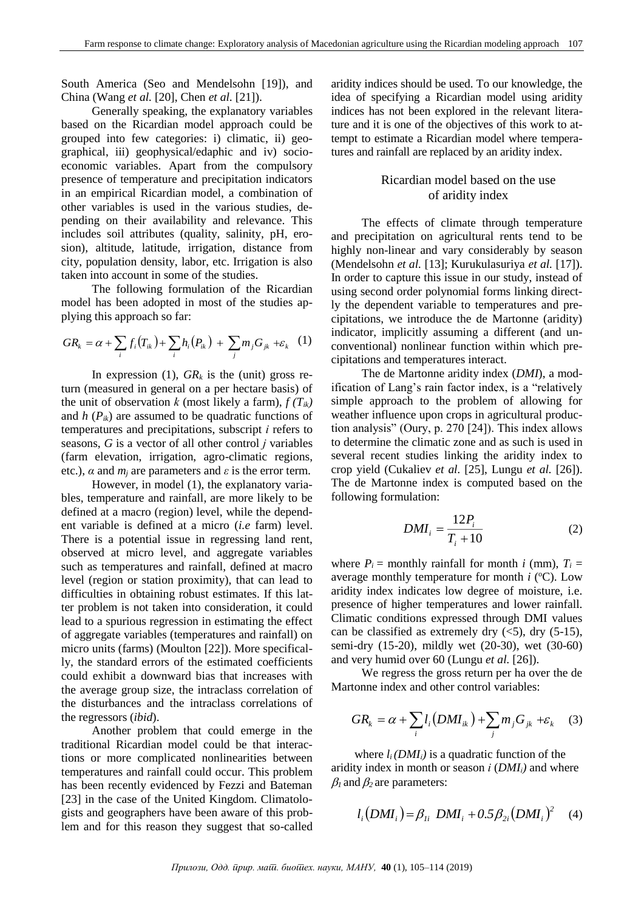South America (Seo and Mendelsohn [19]), and China (Wang *et al.* [20], Chen *et al.* [21]).

Generally speaking, the explanatory variables based on the Ricardian model approach could be grouped into few categories: i) climatic, ii) geographical, iii) geophysical/edaphic and iv) socio-economic variables. Apart from the compulsory presence of temperature and precipitation indicators in an empirical Ricardian model, a combination of other variables is used in the various studies, depending on their availability and relevance. This includes soil attributes (quality, salinity, pH, erosion), altitude, latitude, irrigation, distance from city, population density, labor, etc. Irrigation is also taken into account in some of the studies.

The following formulation of the Ricardian model has been adopted in most of the studies applying this approach so far:

$$GR_k = \alpha + \sum_i f_i(T_{ik}) + \sum_i h_i(P_{ik}) + \sum_j m_j G_{jk} + \varepsilon_k \quad (1)$$

In expression (1), $GR_k$ is the (unit) gross return (measured in general on a per hectare basis) of the unit of observation $k$ (most likely a farm), $f(T_{ik})$ and $h(P_{ik})$ are assumed to be quadratic functions of temperatures and precipitations, subscript $i$ refers to seasons, $G$ is a vector of all other control $j$ variables (farm elevation, irrigation, agro-climatic regions, etc.), $\alpha$ and $m_j$ are parameters and $\varepsilon$ is the error term.

However, in model (1), the explanatory variables, temperature and rainfall, are more likely to be defined at a macro (region) level, while the dependent variable is defined at a micro (*i.e* farm) level. There is a potential issue in regressing land rent, observed at micro level, and aggregate variables such as temperatures and rainfall, defined at macro level (region or station proximity), that can lead to difficulties in obtaining robust estimates. If this latter problem is not taken into consideration, it could lead to a spurious regression in estimating the effect of aggregate variables (temperatures and rainfall) on micro units (farms) (Moulton [22]). More specifically, the standard errors of the estimated coefficients could exhibit a downward bias that increases with the average group size, the intraclass correlation of the disturbances and the intraclass correlations of the regressors (*ibid*).

Another problem that could emerge in the traditional Ricardian model could be that interactions or more complicated nonlinearities between temperatures and rainfall could occur. This problem has been recently evidenced by Fezzi and Bateman [23] in the case of the United Kingdom. Climatologists and geographers have been aware of this problem and for this reason they suggest that so-called aridity indices should be used. To our knowledge, the idea of specifying a Ricardian model using aridity indices has not been explored in the relevant literature and it is one of the objectives of this work to attempt to estimate a Ricardian model where temperatures and rainfall are replaced by an aridity index.

## Ricardian model based on the use of aridity index

The effects of climate through temperature and precipitation on agricultural rents tend to be highly non-linear and vary considerably by season (Mendelsohn *et al.* [13]; Kurukulasuriya *et al.* [17]). In order to capture this issue in our study, instead of using second order polynomial forms linking directly the dependent variable to temperatures and precipitations, we introduce the de Martonne (aridity) indicator, implicitly assuming a different (and unconventional) nonlinear function within which precipitations and temperatures interact.

The de Martonne aridity index (*DMI*), a modification of Lang's rain factor index, is a "relatively simple approach to the problem of allowing for weather influence upon crops in agricultural production analysis" (Oury, p. 270 [24]). This index allows to determine the climatic zone and as such is used in several recent studies linking the aridity index to crop yield (Cukaliev *et al.* [25], Lungu *et al.* [26]). The de Martonne index is computed based on the following formulation:

$$DMI_i = \frac{12P_i}{T_i + 10} \quad (2)$$

where $P_i$ = monthly rainfall for month $i$ (mm), $T_i$ = average monthly temperature for month $i$ (°C). Low aridity index indicates low degree of moisture, i.e. presence of higher temperatures and lower rainfall. Climatic conditions expressed through DMI values can be classified as extremely dry (<5), dry (5-15), semi-dry (15-20), mildly wet (20-30), wet (30-60) and very humid over 60 (Lungu *et al.* [26]).

We regress the gross return per ha over the de Martonne index and other control variables:

$$GR_k = \alpha + \sum_i l_i(DMI_{ik}) + \sum_j m_j G_{jk} + \varepsilon_k \quad (3)$$

where $l_i(DMI_i)$ is a quadratic function of the aridity index in month or season $i$ ($DMI_i$) and where $\beta_1$ and $\beta_2$ are parameters:

$$l_i(DMI_i) = \beta_{1i}\ DMI_i + 0.5\beta_{2i}(DMI_i)^2 \quad (4)$$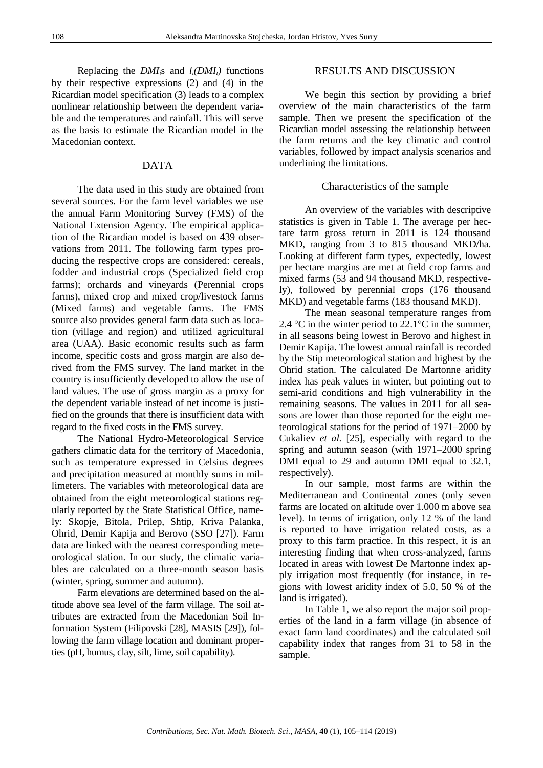Replacing the $DMI_l$s and $l_l(DMI_l)$ functions by their respective expressions (2) and (4) in the Ricardian model specification (3) leads to a complex nonlinear relationship between the dependent variable and the temperatures and rainfall. This will serve as the basis to estimate the Ricardian model in the Macedonian context.

## DATA

The data used in this study are obtained from several sources. For the farm level variables we use the annual Farm Monitoring Survey (FMS) of the National Extension Agency. The empirical application of the Ricardian model is based on 439 observations from 2011. The following farm types producing the respective crops are considered: cereals, fodder and industrial crops (Specialized field crop farms); orchards and vineyards (Perennial crops farms), mixed crop and mixed crop/livestock farms (Mixed farms) and vegetable farms. The FMS source also provides general farm data such as location (village and region) and utilized agricultural area (UAA). Basic economic results such as farm income, specific costs and gross margin are also derived from the FMS survey. The land market in the country is insufficiently developed to allow the use of land values. The use of gross margin as a proxy for the dependent variable instead of net income is justified on the grounds that there is insufficient data with regard to the fixed costs in the FMS survey.

The National Hydro-Meteorological Service gathers climatic data for the territory of Macedonia, such as temperature expressed in Celsius degrees and precipitation measured at monthly sums in millimeters. The variables with meteorological data are obtained from the eight meteorological stations regularly reported by the State Statistical Office, namely: Skopje, Bitola, Prilep, Shtip, Kriva Palanka, Ohrid, Demir Kapija and Berovo (SSO [27]). Farm data are linked with the nearest corresponding meteorological station. In our study, the climatic variables are calculated on a three-month season basis (winter, spring, summer and autumn).

Farm elevations are determined based on the altitude above sea level of the farm village. The soil attributes are extracted from the Macedonian Soil Information System (Filipovski [28], MASIS [29]), following the farm village location and dominant properties (pH, humus, clay, silt, lime, soil capability).

## RESULTS AND DISCUSSION

We begin this section by providing a brief overview of the main characteristics of the farm sample. Then we present the specification of the Ricardian model assessing the relationship between the farm returns and the key climatic and control variables, followed by impact analysis scenarios and underlining the limitations.

### Characteristics of the sample

An overview of the variables with descriptive statistics is given in Table 1. The average per hectare farm gross return in 2011 is 124 thousand MKD, ranging from 3 to 815 thousand MKD/ha. Looking at different farm types, expectedly, lowest per hectare margins are met at field crop farms and mixed farms (53 and 94 thousand MKD, respectively), followed by perennial crops (176 thousand MKD) and vegetable farms (183 thousand MKD).

The mean seasonal temperature ranges from 2.4 °C in the winter period to 22.1°C in the summer, in all seasons being lowest in Berovo and highest in Demir Kapija. The lowest annual rainfall is recorded by the Stip meteorological station and highest by the Ohrid station. The calculated De Martonne aridity index has peak values in winter, but pointing out to semi-arid conditions and high vulnerability in the remaining seasons. The values in 2011 for all seasons are lower than those reported for the eight meteorological stations for the period of 1971–2000 by Cukaliev *et al.* [25], especially with regard to the spring and autumn season (with 1971–2000 spring DMI equal to 29 and autumn DMI equal to 32.1, respectively).

In our sample, most farms are within the Mediterranean and Continental zones (only seven farms are located on altitude over 1.000 m above sea level). In terms of irrigation, only 12 % of the land is reported to have irrigation related costs, as a proxy to this farm practice. In this respect, it is an interesting finding that when cross-analyzed, farms located in areas with lowest De Martonne index apply irrigation most frequently (for instance, in regions with lowest aridity index of 5.0, 50 % of the land is irrigated).

In Table 1, we also report the major soil properties of the land in a farm village (in absence of exact farm land coordinates) and the calculated soil capability index that ranges from 31 to 58 in the sample.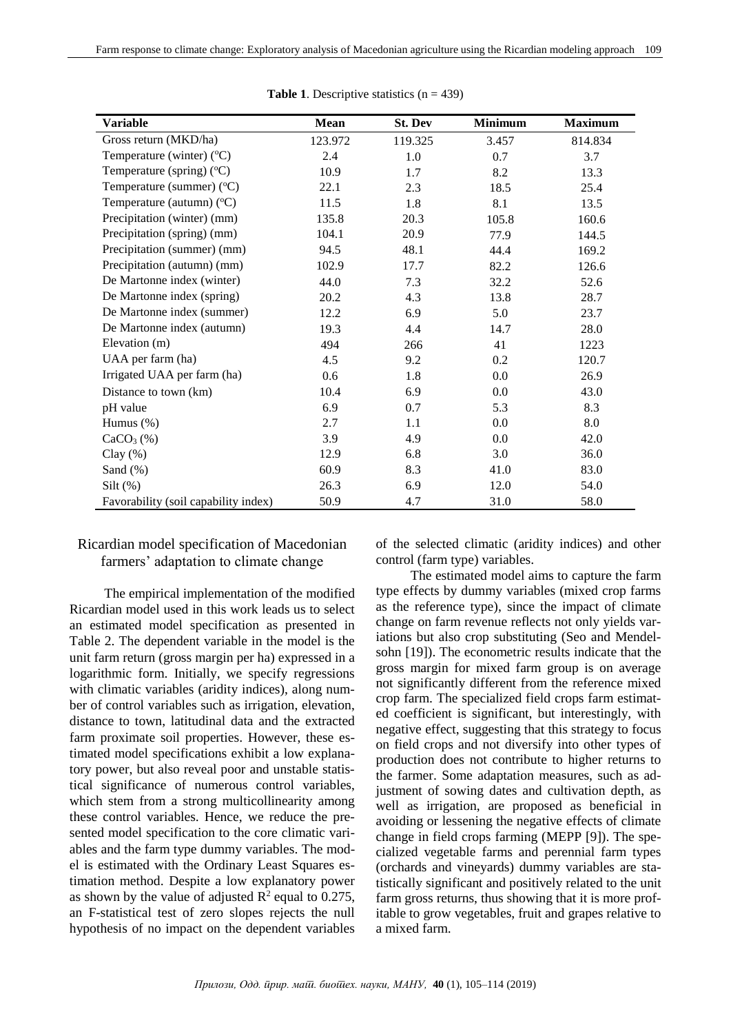**Table 1**. Descriptive statistics (n = 439)

| Variable | Mean | St. Dev | Minimum | Maximum |
|---|---|---|---|---|
| Gross return (MKD/ha) | 123.972 | 119.325 | 3.457 | 814.834 |
| Temperature (winter) (°C) | 2.4 | 1.0 | 0.7 | 3.7 |
| Temperature (spring) (°C) | 10.9 | 1.7 | 8.2 | 13.3 |
| Temperature (summer) (°C) | 22.1 | 2.3 | 18.5 | 25.4 |
| Temperature (autumn) (°C) | 11.5 | 1.8 | 8.1 | 13.5 |
| Precipitation (winter) (mm) | 135.8 | 20.3 | 105.8 | 160.6 |
| Precipitation (spring) (mm) | 104.1 | 20.9 | 77.9 | 144.5 |
| Precipitation (summer) (mm) | 94.5 | 48.1 | 44.4 | 169.2 |
| Precipitation (autumn) (mm) | 102.9 | 17.7 | 82.2 | 126.6 |
| De Martonne index (winter) | 44.0 | 7.3 | 32.2 | 52.6 |
| De Martonne index (spring) | 20.2 | 4.3 | 13.8 | 28.7 |
| De Martonne index (summer) | 12.2 | 6.9 | 5.0 | 23.7 |
| De Martonne index (autumn) | 19.3 | 4.4 | 14.7 | 28.0 |
| Elevation (m) | 494 | 266 | 41 | 1223 |
| UAA per farm (ha) | 4.5 | 9.2 | 0.2 | 120.7 |
| Irrigated UAA per farm (ha) | 0.6 | 1.8 | 0.0 | 26.9 |
| Distance to town (km) | 10.4 | 6.9 | 0.0 | 43.0 |
| pH value | 6.9 | 0.7 | 5.3 | 8.3 |
| Humus (%) | 2.7 | 1.1 | 0.0 | 8.0 |
| $CaCO_3$ (%) | 3.9 | 4.9 | 0.0 | 42.0 |
| Clay (%) | 12.9 | 6.8 | 3.0 | 36.0 |
| Sand (%) | 60.9 | 8.3 | 41.0 | 83.0 |
| Silt (%) | 26.3 | 6.9 | 12.0 | 54.0 |
| Favorability (soil capability index) | 50.9 | 4.7 | 31.0 | 58.0 |

## Ricardian model specification of Macedonian farmers' adaptation to climate change

The empirical implementation of the modified Ricardian model used in this work leads us to select an estimated model specification as presented in Table 2. The dependent variable in the model is the unit farm return (gross margin per ha) expressed in a logarithmic form. Initially, we specify regressions with climatic variables (aridity indices), along number of control variables such as irrigation, elevation, distance to town, latitudinal data and the extracted farm proximate soil properties. However, these estimated model specifications exhibit a low explanatory power, but also reveal poor and unstable statistical significance of numerous control variables, which stem from a strong multicollinearity among these control variables. Hence, we reduce the presented model specification to the core climatic variables and the farm type dummy variables. The model is estimated with the Ordinary Least Squares estimation method. Despite a low explanatory power as shown by the value of adjusted $R^2$ equal to 0.275, an F-statistical test of zero slopes rejects the null hypothesis of no impact on the dependent variables of the selected climatic (aridity indices) and other control (farm type) variables.

The estimated model aims to capture the farm type effects by dummy variables (mixed crop farms as the reference type), since the impact of climate change on farm revenue reflects not only yields variations but also crop substituting (Seo and Mendelsohn [19]). The econometric results indicate that the gross margin for mixed farm group is on average not significantly different from the reference mixed crop farm. The specialized field crops farm estimated coefficient is significant, but interestingly, with negative effect, suggesting that this strategy to focus on field crops and not diversify into other types of production does not contribute to higher returns to the farmer. Some adaptation measures, such as adjustment of sowing dates and cultivation depth, as well as irrigation, are proposed as beneficial in avoiding or lessening the negative effects of climate change in field crops farming (MEPP [9]). The specialized vegetable farms and perennial farm types (orchards and vineyards) dummy variables are statistically significant and positively related to the unit farm gross returns, thus showing that it is more profitable to grow vegetables, fruit and grapes relative to a mixed farm.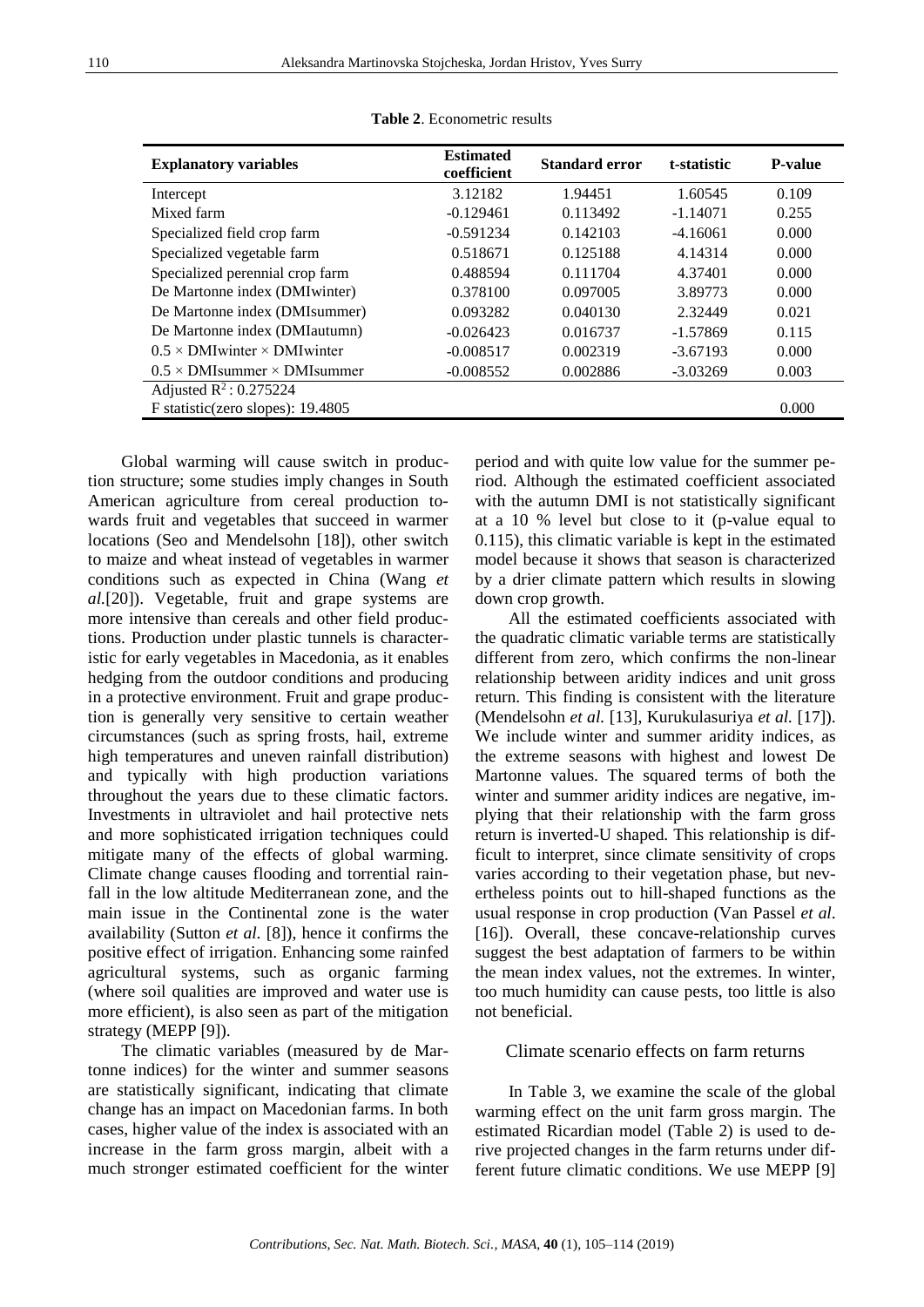**Table 2**. Econometric results

| Explanatory variables | Estimated coefficient | Standard error | t-statistic | P-value |
|---|---|---|---|---|
| Intercept | 3.12182 | 1.94451 | 1.60545 | 0.109 |
| Mixed farm | -0.129461 | 0.113492 | -1.14071 | 0.255 |
| Specialized field crop farm | -0.591234 | 0.142103 | -4.16061 | 0.000 |
| Specialized vegetable farm | 0.518671 | 0.125188 | 4.14314 | 0.000 |
| Specialized perennial crop farm | 0.488594 | 0.111704 | 4.37401 | 0.000 |
| De Martonne index (DMIwinter) | 0.378100 | 0.097005 | 3.89773 | 0.000 |
| De Martonne index (DMIsummer) | 0.093282 | 0.040130 | 2.32449 | 0.021 |
| De Martonne index (DMIautumn) | -0.026423 | 0.016737 | -1.57869 | 0.115 |
| $0.5 \times$ DMIwinter $\times$ DMIwinter | -0.008517 | 0.002319 | -3.67193 | 0.000 |
| $0.5 \times$ DMIsummer $\times$ DMIsummer | -0.008552 | 0.002886 | -3.03269 | 0.003 |
| Adjusted $R^2$ : 0.275224 | | | | |
| F statistic(zero slopes): 19.4805 | | | | 0.000 |

Global warming will cause switch in production structure; some studies imply changes in South American agriculture from cereal production towards fruit and vegetables that succeed in warmer locations (Seo and Mendelsohn [18]), other switch to maize and wheat instead of vegetables in warmer conditions such as expected in China (Wang *et al.*[20]). Vegetable, fruit and grape systems are more intensive than cereals and other field productions. Production under plastic tunnels is characteristic for early vegetables in Macedonia, as it enables hedging from the outdoor conditions and producing in a protective environment. Fruit and grape production is generally very sensitive to certain weather circumstances (such as spring frosts, hail, extreme high temperatures and uneven rainfall distribution) and typically with high production variations throughout the years due to these climatic factors. Investments in ultraviolet and hail protective nets and more sophisticated irrigation techniques could mitigate many of the effects of global warming. Climate change causes flooding and torrential rainfall in the low altitude Mediterranean zone, and the main issue in the Continental zone is the water availability (Sutton *et al*. [8]), hence it confirms the positive effect of irrigation. Enhancing some rainfed agricultural systems, such as organic farming (where soil qualities are improved and water use is more efficient), is also seen as part of the mitigation strategy (MEPP [9]).

The climatic variables (measured by de Martonne indices) for the winter and summer seasons are statistically significant, indicating that climate change has an impact on Macedonian farms. In both cases, higher value of the index is associated with an increase in the farm gross margin, albeit with a much stronger estimated coefficient for the winter period and with quite low value for the summer period. Although the estimated coefficient associated with the autumn DMI is not statistically significant at a 10 % level but close to it (p-value equal to 0.115), this climatic variable is kept in the estimated model because it shows that season is characterized by a drier climate pattern which results in slowing down crop growth.

All the estimated coefficients associated with the quadratic climatic variable terms are statistically different from zero, which confirms the non-linear relationship between aridity indices and unit gross return. This finding is consistent with the literature (Mendelsohn *et al.* [13], Kurukulasuriya *et al.* [17]). We include winter and summer aridity indices, as the extreme seasons with highest and lowest De Martonne values. The squared terms of both the winter and summer aridity indices are negative, implying that their relationship with the farm gross return is inverted-U shaped. This relationship is difficult to interpret, since climate sensitivity of crops varies according to their vegetation phase, but nevertheless points out to hill-shaped functions as the usual response in crop production (Van Passel *et al*. [16]). Overall, these concave-relationship curves suggest the best adaptation of farmers to be within the mean index values, not the extremes. In winter, too much humidity can cause pests, too little is also not beneficial.

## Climate scenario effects on farm returns

In Table 3, we examine the scale of the global warming effect on the unit farm gross margin. The estimated Ricardian model (Table 2) is used to derive projected changes in the farm returns under different future climatic conditions. We use MEPP [9]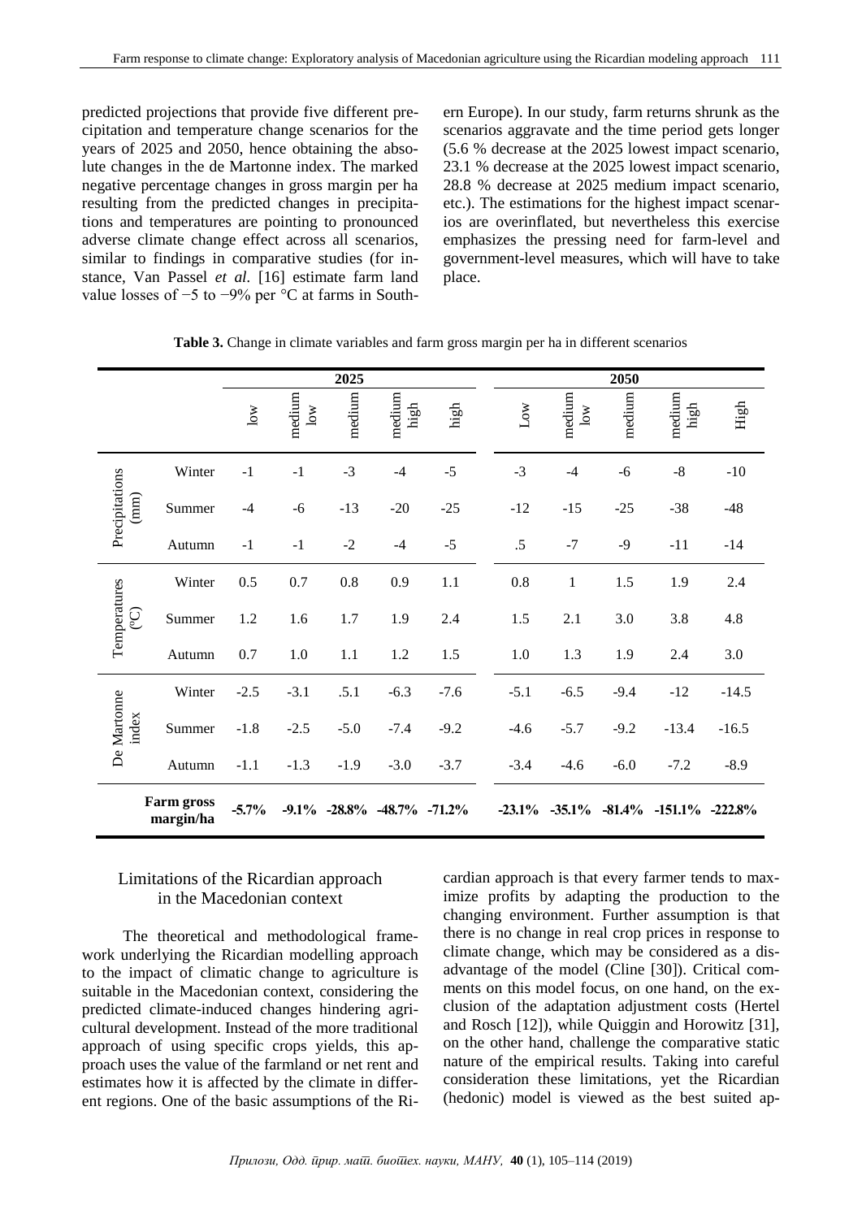predicted projections that provide five different precipitation and temperature change scenarios for the years of 2025 and 2050, hence obtaining the absolute changes in the de Martonne index. The marked negative percentage changes in gross margin per ha resulting from the predicted changes in precipitations and temperatures are pointing to pronounced adverse climate change effect across all scenarios, similar to findings in comparative studies (for instance, Van Passel *et al.* [16] estimate farm land value losses of −5 to −9% per °C at farms in Southern Europe). In our study, farm returns shrunk as the scenarios aggravate and the time period gets longer (5.6 % decrease at the 2025 lowest impact scenario, 23.1 % decrease at the 2025 lowest impact scenario, 28.8 % decrease at 2025 medium impact scenario, etc.). The estimations for the highest impact scenarios are overinflated, but nevertheless this exercise emphasizes the pressing need for farm-level and government-level measures, which will have to take place.

**Table 3.** Change in climate variables and farm gross margin per ha in different scenarios

| | | 2025 | | | | | 2050 | | | | |
|---|---|---|---|---|---|---|---|---|---|---|---|
| | | low | medium low | medium | medium high | high | Low | medium low | medium | medium high | High |
| Precipitations (mm) | Winter | -1 | -1 | -3 | -4 | -5 | -3 | -4 | -6 | -8 | -10 |
| | Summer | -4 | -6 | -13 | -20 | -25 | -12 | -15 | -25 | -38 | -48 |
| | Autumn | -1 | -1 | -2 | -4 | -5 | .5 | -7 | -9 | -11 | -14 |
| Temperatures (ºC) | Winter | 0.5 | 0.7 | 0.8 | 0.9 | 1.1 | 0.8 | 1 | 1.5 | 1.9 | 2.4 |
| | Summer | 1.2 | 1.6 | 1.7 | 1.9 | 2.4 | 1.5 | 2.1 | 3.0 | 3.8 | 4.8 |
| | Autumn | 0.7 | 1.0 | 1.1 | 1.2 | 1.5 | 1.0 | 1.3 | 1.9 | 2.4 | 3.0 |
| De Martonne index | Winter | -2.5 | -3.1 | .5.1 | -6.3 | -7.6 | -5.1 | -6.5 | -9.4 | -12 | -14.5 |
| | Summer | -1.8 | -2.5 | -5.0 | -7.4 | -9.2 | -4.6 | -5.7 | -9.2 | -13.4 | -16.5 |
| | Autumn | -1.1 | -1.3 | -1.9 | -3.0 | -3.7 | -3.4 | -4.6 | -6.0 | -7.2 | -8.9 |
| **Farm gross margin/ha** | | **-5.7%** | **-9.1%** | **-28.8%** | **-48.7%** | **-71.2%** | **-23.1%** | **-35.1%** | **-81.4%** | **-151.1%** | **-222.8%** |

## Limitations of the Ricardian approach in the Macedonian context

The theoretical and methodological framework underlying the Ricardian modelling approach to the impact of climatic change to agriculture is suitable in the Macedonian context, considering the predicted climate-induced changes hindering agricultural development. Instead of the more traditional approach of using specific crops yields, this approach uses the value of the farmland or net rent and estimates how it is affected by the climate in different regions. One of the basic assumptions of the Ricardian approach is that every farmer tends to maximize profits by adapting the production to the changing environment. Further assumption is that there is no change in real crop prices in response to climate change, which may be considered as a disadvantage of the model (Cline [30]). Critical comments on this model focus, on one hand, on the exclusion of the adaptation adjustment costs (Hertel and Rosch [12]), while Quiggin and Horowitz [31], on the other hand, challenge the comparative static nature of the empirical results. Taking into careful consideration these limitations, yet the Ricardian (hedonic) model is viewed as the best suited ap-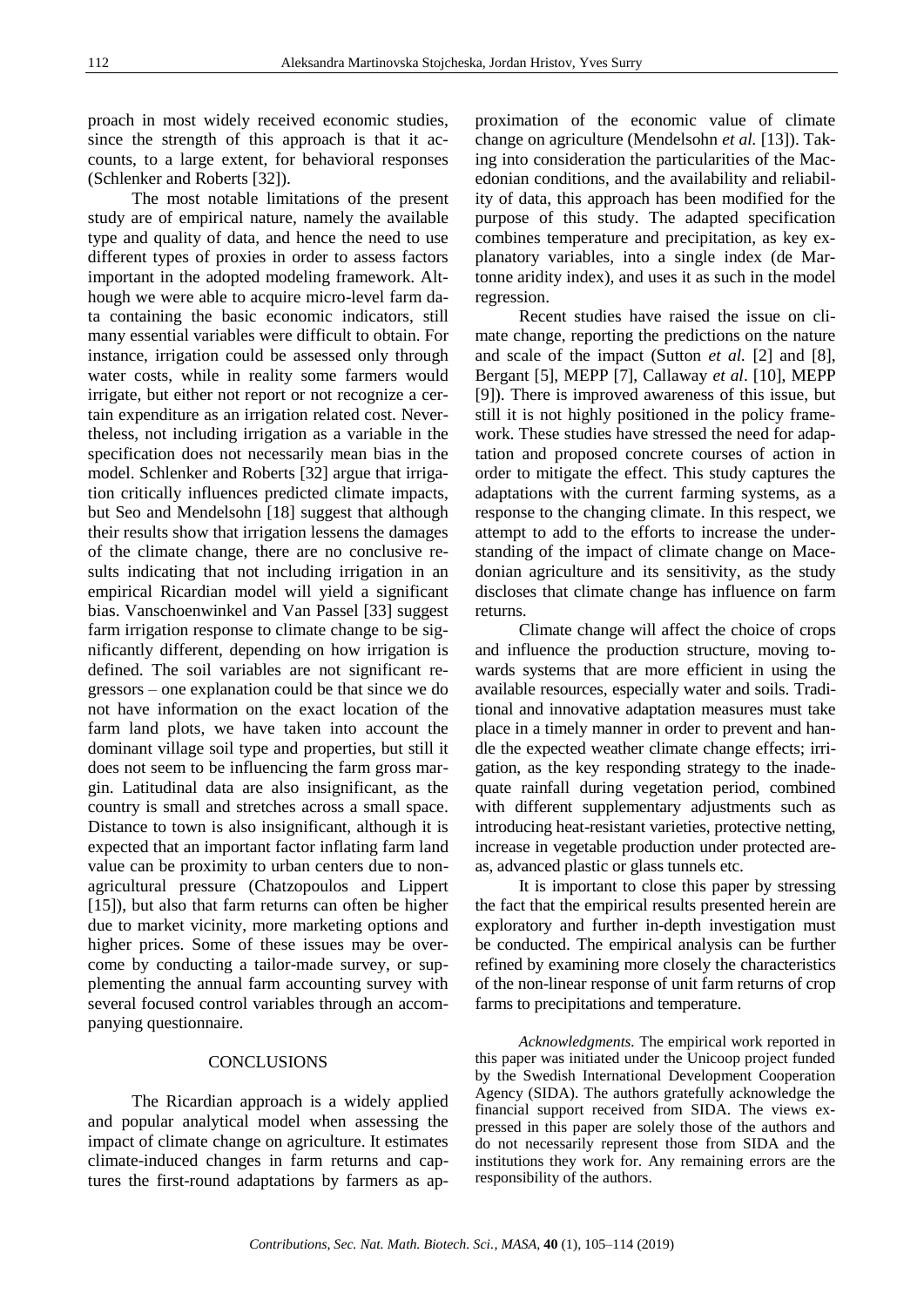proach in most widely received economic studies, since the strength of this approach is that it accounts, to a large extent, for behavioral responses (Schlenker and Roberts [32]).

The most notable limitations of the present study are of empirical nature, namely the available type and quality of data, and hence the need to use different types of proxies in order to assess factors important in the adopted modeling framework. Although we were able to acquire micro-level farm data containing the basic economic indicators, still many essential variables were difficult to obtain. For instance, irrigation could be assessed only through water costs, while in reality some farmers would irrigate, but either not report or not recognize a certain expenditure as an irrigation related cost. Nevertheless, not including irrigation as a variable in the specification does not necessarily mean bias in the model. Schlenker and Roberts [32] argue that irrigation critically influences predicted climate impacts, but Seo and Mendelsohn [18] suggest that although their results show that irrigation lessens the damages of the climate change, there are no conclusive results indicating that not including irrigation in an empirical Ricardian model will yield a significant bias. Vanschoenwinkel and Van Passel [33] suggest farm irrigation response to climate change to be significantly different, depending on how irrigation is defined. The soil variables are not significant regressors – one explanation could be that since we do not have information on the exact location of the farm land plots, we have taken into account the dominant village soil type and properties, but still it does not seem to be influencing the farm gross margin. Latitudinal data are also insignificant, as the country is small and stretches across a small space. Distance to town is also insignificant, although it is expected that an important factor inflating farm land value can be proximity to urban centers due to non-agricultural pressure (Chatzopoulos and Lippert [15]), but also that farm returns can often be higher due to market vicinity, more marketing options and higher prices. Some of these issues may be overcome by conducting a tailor-made survey, or supplementing the annual farm accounting survey with several focused control variables through an accompanying questionnaire.

## CONCLUSIONS

The Ricardian approach is a widely applied and popular analytical model when assessing the impact of climate change on agriculture. It estimates climate-induced changes in farm returns and captures the first-round adaptations by farmers as approximation of the economic value of climate change on agriculture (Mendelsohn *et al.* [13]). Taking into consideration the particularities of the Macedonian conditions, and the availability and reliability of data, this approach has been modified for the purpose of this study. The adapted specification combines temperature and precipitation, as key explanatory variables, into a single index (de Martonne aridity index), and uses it as such in the model regression.

Recent studies have raised the issue on climate change, reporting the predictions on the nature and scale of the impact (Sutton *et al.* [2] and [8], Bergant [5], MEPP [7], Callaway *et al*. [10], MEPP [9]). There is improved awareness of this issue, but still it is not highly positioned in the policy framework. These studies have stressed the need for adaptation and proposed concrete courses of action in order to mitigate the effect. This study captures the adaptations with the current farming systems, as a response to the changing climate. In this respect, we attempt to add to the efforts to increase the understanding of the impact of climate change on Macedonian agriculture and its sensitivity, as the study discloses that climate change has influence on farm returns.

Climate change will affect the choice of crops and influence the production structure, moving towards systems that are more efficient in using the available resources, especially water and soils. Traditional and innovative adaptation measures must take place in a timely manner in order to prevent and handle the expected weather climate change effects; irrigation, as the key responding strategy to the inadequate rainfall during vegetation period, combined with different supplementary adjustments such as introducing heat-resistant varieties, protective netting, increase in vegetable production under protected areas, advanced plastic or glass tunnels etc.

It is important to close this paper by stressing the fact that the empirical results presented herein are exploratory and further in-depth investigation must be conducted. The empirical analysis can be further refined by examining more closely the characteristics of the non-linear response of unit farm returns of crop farms to precipitations and temperature.

*Acknowledgments.* The empirical work reported in this paper was initiated under the Unicoop project funded by the Swedish International Development Cooperation Agency (SIDA). The authors gratefully acknowledge the financial support received from SIDA. The views expressed in this paper are solely those of the authors and do not necessarily represent those from SIDA and the institutions they work for. Any remaining errors are the responsibility of the authors.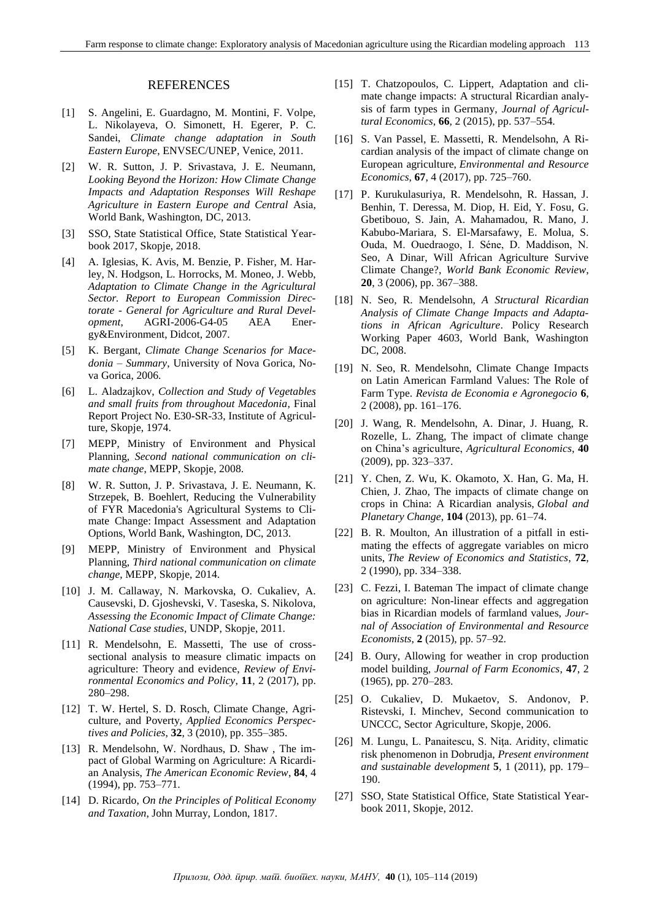## REFERENCES

[1] S. Angelini, E. Guardagno, M. Montini, F. Volpe, L. Nikolayeva, O. Simonett, H. Egerer, P. C. Sandei, *Climate change adaptation in South Eastern Europe*, ENVSEC/UNEP, Venice, 2011.

[2] W. R. Sutton, J. P. Srivastava, J. E. Neumann, *Looking Beyond the Horizon: How Climate Change Impacts and Adaptation Responses Will Reshape Agriculture in Eastern Europe and Central* Asia, World Bank, Washington, DC, 2013.

[3] SSO, State Statistical Office, State Statistical Yearbook 2017, Skopje, 2018.

[4] A. Iglesias, K. Avis, M. Benzie, P. Fisher, M. Harley, N. Hodgson, L. Horrocks, M. Moneo, J. Webb, *Adaptation to Climate Change in the Agricultural Sector. Report to European Commission Directorate - General for Agriculture and Rural Development,* AGRI-2006-G4-05 AEA Energy&Environment, Didcot, 2007.

[5] K. Bergant, *Climate Change Scenarios for Macedonia – Summary*, University of Nova Gorica, Nova Gorica, 2006.

[6] L. Aladzajkov, *Collection and Study of Vegetables and small fruits from throughout Macedonia*, Final Report Project No. E30-SR-33, Institute of Agriculture, Skopje, 1974.

[7] MEPP, Ministry of Environment and Physical Planning, *Second national communication on climate change*, MEPP, Skopje, 2008.

[8] W. R. Sutton, J. P. Srivastava, J. E. Neumann, K. Strzepek, B. Boehlert, Reducing the Vulnerability of FYR Macedonia's Agricultural Systems to Climate Change: Impact Assessment and Adaptation Options, World Bank, Washington, DC, 2013.

[9] MEPP, Ministry of Environment and Physical Planning, *Third national communication on climate change*, MEPP, Skopje, 2014.

[10] J. M. Callaway, N. Markovska, O. Cukaliev, A. Causevski, D. Gjoshevski, V. Taseska, S. Nikolova, *Assessing the Economic Impact of Climate Change: National Case studies*, UNDP, Skopje, 2011.

[11] R. Mendelsohn, E. Massetti, The use of cross-sectional analysis to measure climatic impacts on agriculture: Theory and evidence, *Review of Environmental Economics and Policy*, **11**, 2 (2017), pp. 280–298.

[12] T. W. Hertel, S. D. Rosch, Climate Change, Agriculture, and Poverty, *Applied Economics Perspectives and Policies*, **32**, 3 (2010), pp. 355–385.

[13] R. Mendelsohn, W. Nordhaus, D. Shaw , The impact of Global Warming on Agriculture: A Ricardian Analysis, *The American Economic Review*, **84**, 4 (1994), pp. 753–771.

[14] D. Ricardo, *On the Principles of Political Economy and Taxation*, John Murray, London, 1817.

[15] T. Chatzopoulos, C. Lippert, Adaptation and climate change impacts: A structural Ricardian analysis of farm types in Germany, *Journal of Agricultural Economics*, **66**, 2 (2015), pp. 537–554.

[16] S. Van Passel, E. Massetti, R. Mendelsohn, A Ricardian analysis of the impact of climate change on European agriculture, *Environmental and Resource Economics*, **67**, 4 (2017), pp. 725–760.

[17] P. Kurukulasuriya, R. Mendelsohn, R. Hassan, J. Benhin, T. Deressa, M. Diop, H. Eid, Y. Fosu, G. Gbetibouo, S. Jain, A. Mahamadou, R. Mano, J. Kabubo-Mariara, S. El-Marsafawy, E. Molua, S. Ouda, M. Ouedraogo, I. Séne, D. Maddison, N. Seo, A Dinar, Will African Agriculture Survive Climate Change?, *World Bank Economic Review*, **20**, 3 (2006), pp. 367–388.

[18] N. Seo, R. Mendelsohn, *A Structural Ricardian Analysis of Climate Change Impacts and Adaptations in African Agriculture*. Policy Research Working Paper 4603, World Bank, Washington DC, 2008.

[19] N. Seo, R. Mendelsohn, Climate Change Impacts on Latin American Farmland Values: The Role of Farm Type. *Revista de Economia e Agronegocio* **6**, 2 (2008), pp. 161–176.

[20] J. Wang, R. Mendelsohn, A. Dinar, J. Huang, R. Rozelle, L. Zhang, The impact of climate change on China's agriculture, *Agricultural Economics*, **40** (2009), pp. 323–337.

[21] Y. Chen, Z. Wu, K. Okamoto, X. Han, G. Ma, H. Chien, J. Zhao, The impacts of climate change on crops in China: A Ricardian analysis, *Global and Planetary Change*, **104** (2013), pp. 61–74.

[22] B. R. Moulton, An illustration of a pitfall in estimating the effects of aggregate variables on micro units, *The Review of Economics and Statistics*, **72**, 2 (1990), pp. 334–338.

[23] C. Fezzi, I. Bateman The impact of climate change on agriculture: Non-linear effects and aggregation bias in Ricardian models of farmland values, *Journal of Association of Environmental and Resource Economists*, **2** (2015), pp. 57–92.

[24] B. Oury, Allowing for weather in crop production model building, *Journal of Farm Economics*, **47**, 2 (1965), pp. 270–283.

[25] O. Cukaliev, D. Mukaetov, S. Andonov, P. Ristevski, I. Minchev, Second communication to UNCCC, Sector Agriculture, Skopje, 2006.

[26] M. Lungu, L. Panaitescu, S. Niţa. Aridity, climatic risk phenomenon in Dobrudja, *Present environment and sustainable development* **5**, 1 (2011), pp. 179–190.

[27] SSO, State Statistical Office, State Statistical Yearbook 2011, Skopje, 2012.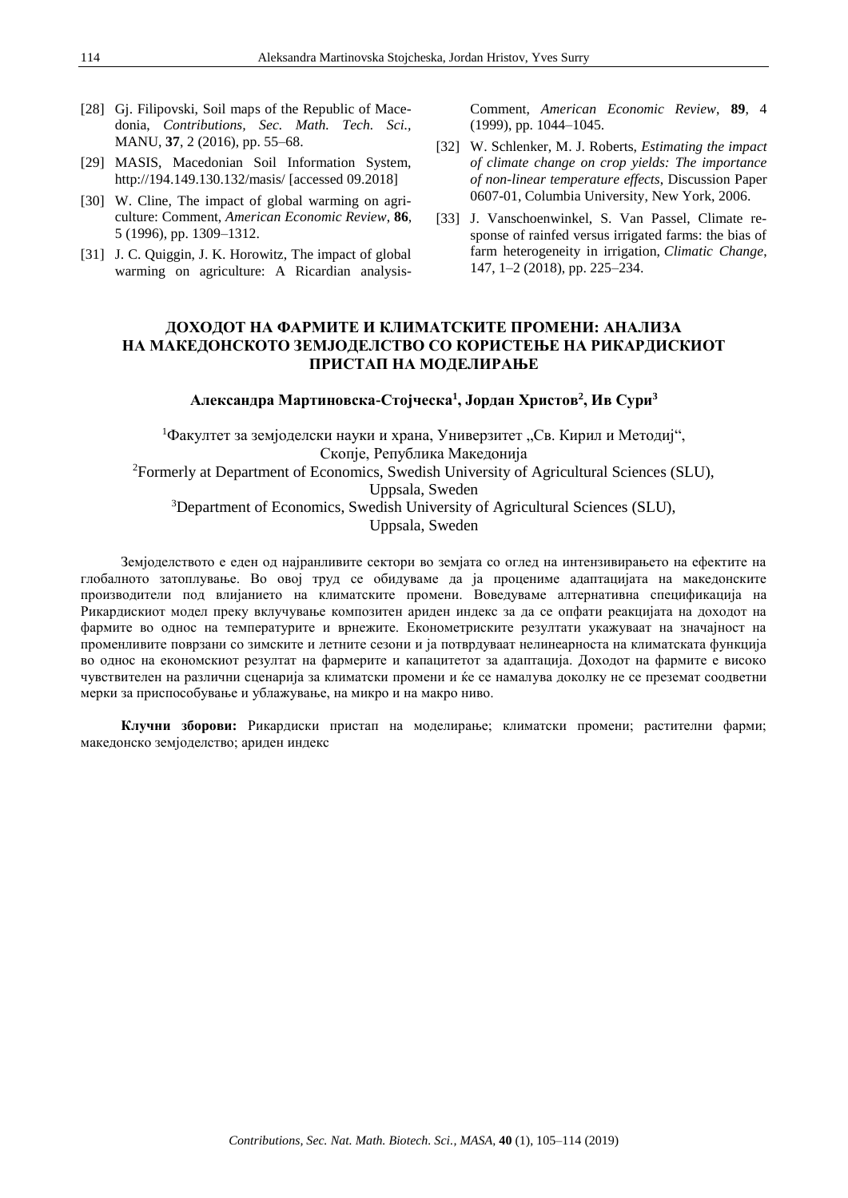[28] Gj. Filipovski, Soil maps of the Republic of Macedonia, *Contributions, Sec. Math. Tech. Sci.*, MANU, **37**, 2 (2016), pp. 55–68.

[29] MASIS, Macedonian Soil Information System, http://194.149.130.132/masis/ [accessed 09.2018]

[30] W. Cline, The impact of global warming on agriculture: Comment, *American Economic Review*, **86**, 5 (1996), pp. 1309–1312.

[31] J. C. Quiggin, J. K. Horowitz, The impact of global warming on agriculture: A Ricardian analysis-Comment, *American Economic Review*, **89**, 4 (1999), pp. 1044–1045.

[32] W. Schlenker, M. J. Roberts, *Estimating the impact of climate change on crop yields: The importance of non-linear temperature effects*, Discussion Paper 0607-01, Columbia University, New York, 2006.

[33] J. Vanschoenwinkel, S. Van Passel, Climate response of rainfed versus irrigated farms: the bias of farm heterogeneity in irrigation, *Climatic Change*, 147, 1–2 (2018), pp. 225–234.

## ДОХОДОТ НА ФАРМИТЕ И КЛИМАТСКИТЕ ПРОМЕНИ: АНАЛИЗА НА МАКЕДОНСКОТО ЗЕМЈОДЕЛСТВО СО КОРИСТЕЊЕ НА РИКАРДИСКИОТ ПРИСТАП НА МОДЕЛИРАЊЕ

**Александра Мартиновска-Стојческа[1], Јордан Христов[2], Ив Сури[3]**

[1]Факултет за земјоделски науки и храна, Универзитет „Св. Кирил и Методиј“, Скопје, Република Македонија

[2]Formerly at Department of Economics, Swedish University of Agricultural Sciences (SLU), Uppsala, Sweden

[3]Department of Economics, Swedish University of Agricultural Sciences (SLU), Uppsala, Sweden

Земјоделството е еден од најранливите сектори во земјата со оглед на интензивирањето на ефектите на глобалното затоплување. Во овој труд се обидуваме да ја процениме адаптацијата на македонските производители под влијанието на климатските промени. Воведуваме алтернативна спецификација на Рикардискиот модел преку вклучување композитен ариден индекс за да се опфати реакцијата на доходот на фармите во однос на температурите и врнежите. Економетриските резултати укажуваат на значајност на променливите поврзани со зимските и летните сезони и ја потврдуваат нелинеарноста на климатската функција во однос на економскиот резултат на фармерите и капацитетот за адаптација. Доходот на фармите е високо чувствителен на различни сценарија за климатски промени и ќе се намалува доколку не се преземат соодветни мерки за приспособување и ублажување, на микро и на макро ниво.

**Клучни зборови:** Рикардиски пристап на моделирање; климатски промени; растителни фарми; македонско земјоделство; ариден индекс